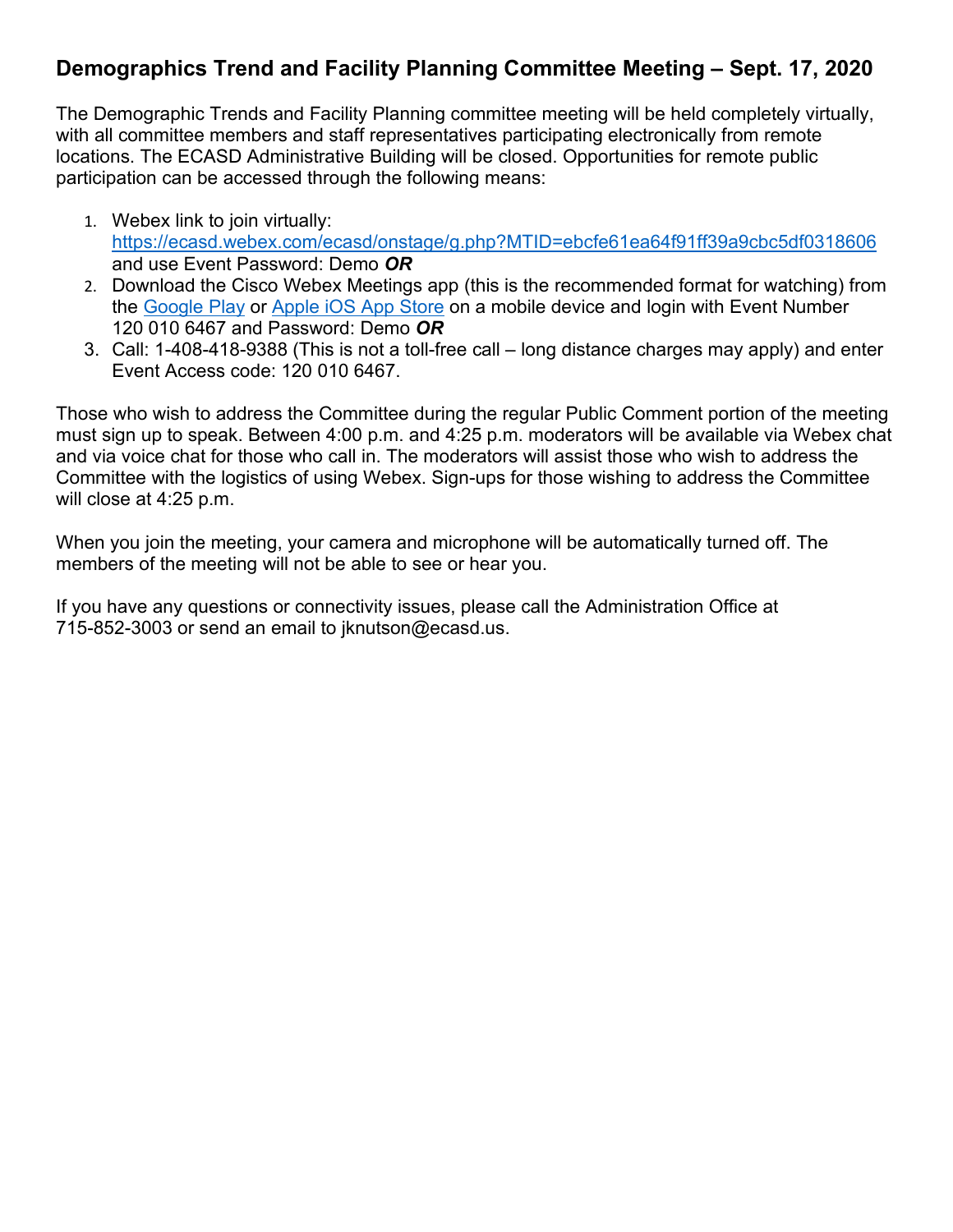## Demographics Trend and Facility Planning Committee Meeting – Sept. 17, 2020

The Demographic Trends and Facility Planning committee meeting will be held completely virtually, with all committee members and staff representatives participating electronically from remote locations. The ECASD Administrative Building will be closed. Opportunities for remote public participation can be accessed through the following means:

1. Webex link to join virtually: https://ecasd.webex.com/ecasd/onstage/g.php?MTID=ebcfe61ea64f91ff39a9cbc5df0318606 and use Event Password: Demo ***OR***
2. Download the Cisco Webex Meetings app (this is the recommended format for watching) from the Google Play or Apple iOS App Store on a mobile device and login with Event Number 120 010 6467 and Password: Demo ***OR***
3. Call: 1-408-418-9388 (This is not a toll-free call – long distance charges may apply) and enter Event Access code: 120 010 6467.

Those who wish to address the Committee during the regular Public Comment portion of the meeting must sign up to speak. Between 4:00 p.m. and 4:25 p.m. moderators will be available via Webex chat and via voice chat for those who call in. The moderators will assist those who wish to address the Committee with the logistics of using Webex. Sign-ups for those wishing to address the Committee will close at 4:25 p.m.

When you join the meeting, your camera and microphone will be automatically turned off. The members of the meeting will not be able to see or hear you.

If you have any questions or connectivity issues, please call the Administration Office at 715-852-3003 or send an email to jknutson@ecasd.us.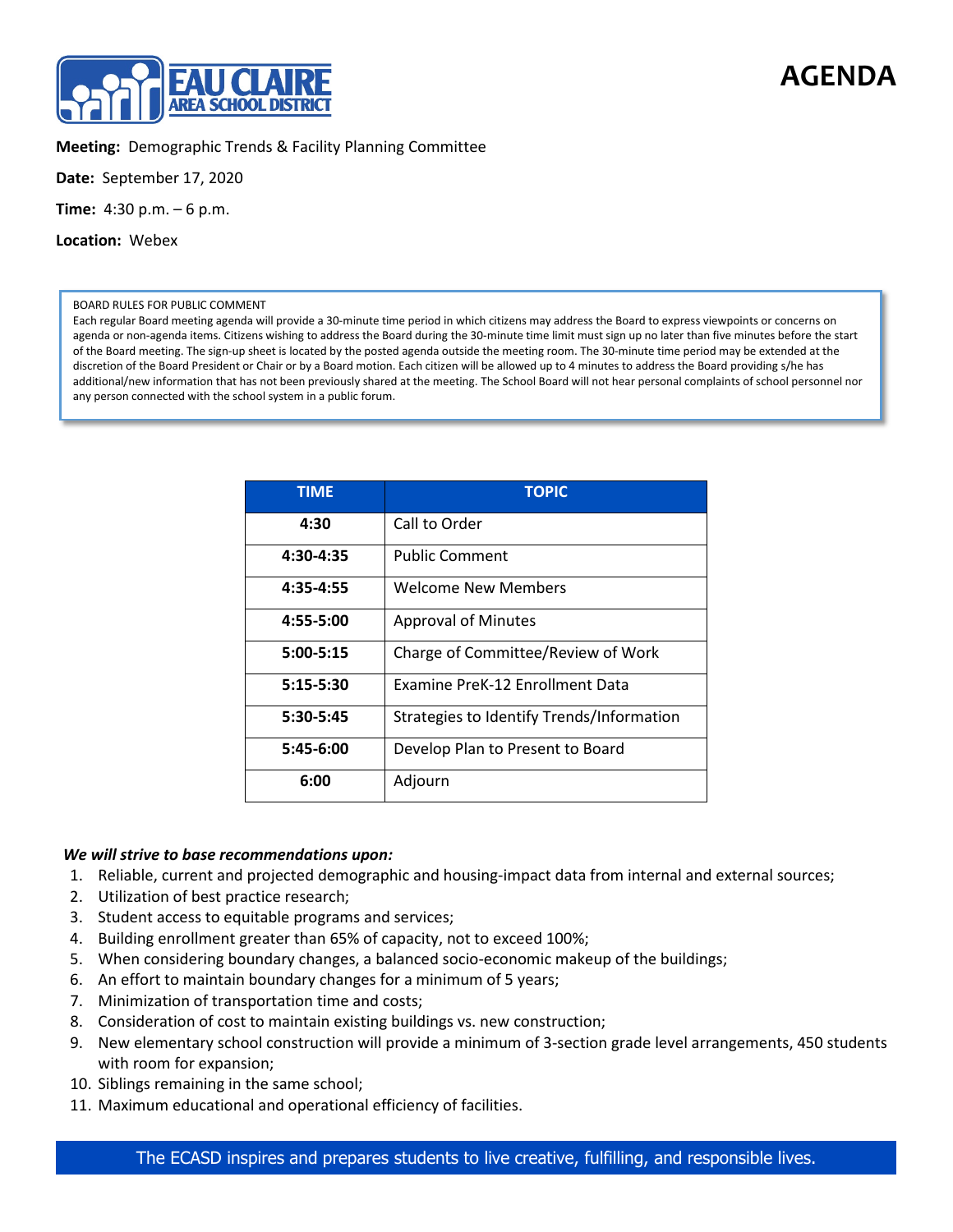# AGENDA

EAU CLAIRE AREA SCHOOL DISTRICT

**Meeting:** Demographic Trends & Facility Planning Committee

**Date:** September 17, 2020

**Time:** 4:30 p.m. – 6 p.m.

**Location:** Webex

> BOARD RULES FOR PUBLIC COMMENT
> Each regular Board meeting agenda will provide a 30-minute time period in which citizens may address the Board to express viewpoints or concerns on agenda or non-agenda items. Citizens wishing to address the Board during the 30-minute time limit must sign up no later than five minutes before the start of the Board meeting. The sign-up sheet is located by the posted agenda outside the meeting room. The 30-minute time period may be extended at the discretion of the Board President or Chair or by a Board motion. Each citizen will be allowed up to 4 minutes to address the Board providing s/he has additional/new information that has not been previously shared at the meeting. The School Board will not hear personal complaints of school personnel nor any person connected with the school system in a public forum.

| TIME | TOPIC |
|---|---|
| **4:30** | Call to Order |
| **4:30-4:35** | Public Comment |
| **4:35-4:55** | Welcome New Members |
| **4:55-5:00** | Approval of Minutes |
| **5:00-5:15** | Charge of Committee/Review of Work |
| **5:15-5:30** | Examine PreK-12 Enrollment Data |
| **5:30-5:45** | Strategies to Identify Trends/Information |
| **5:45-6:00** | Develop Plan to Present to Board |
| **6:00** | Adjourn |

***We will strive to base recommendations upon:***

1. Reliable, current and projected demographic and housing-impact data from internal and external sources;
2. Utilization of best practice research;
3. Student access to equitable programs and services;
4. Building enrollment greater than 65% of capacity, not to exceed 100%;
5. When considering boundary changes, a balanced socio-economic makeup of the buildings;
6. An effort to maintain boundary changes for a minimum of 5 years;
7. Minimization of transportation time and costs;
8. Consideration of cost to maintain existing buildings vs. new construction;
9. New elementary school construction will provide a minimum of 3-section grade level arrangements, 450 students with room for expansion;
10. Siblings remaining in the same school;
11. Maximum educational and operational efficiency of facilities.

The ECASD inspires and prepares students to live creative, fulfilling, and responsible lives.